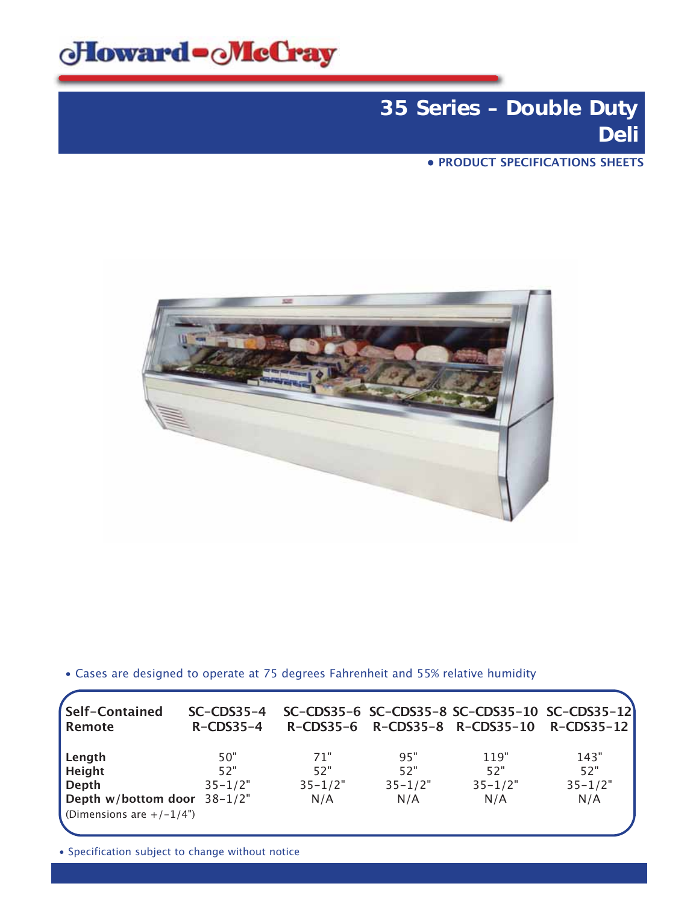Howard-McCray

# 35 Series - Double Duty Deli

• PRODUCT SPECIFICATIONS SHEETS

• Cases are designed to operate at 75 degrees Fahrenheit and 55% relative humidity

| Self-Contained<br>Remote | SC-CDS35-4<br>R-CDS35-4 | SC-CDS35-6<br>R-CDS35-6 | SC-CDS35-8<br>R-CDS35-8 | SC-CDS35-10<br>R-CDS35-10 | SC-CDS35-12<br>R-CDS35-12 |
|---|---|---|---|---|---|
| **Length** | 50" | 71" | 95" | 119" | 143" |
| **Height** | 52" | 52" | 52" | 52" | 52" |
| **Depth** | 35-1/2" | 35-1/2" | 35-1/2" | 35-1/2" | 35-1/2" |
| **Depth w/bottom door** | 38-1/2" | N/A | N/A | N/A | N/A |

(Dimensions are +/-1/4")

• Specification subject to change without notice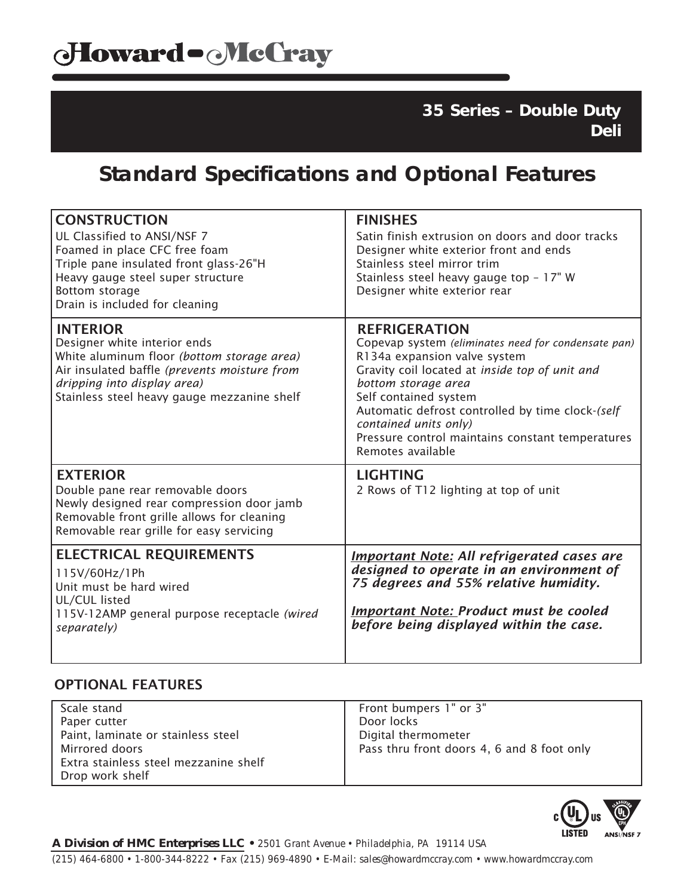# Howard-McCray

## 35 Series – Double Duty Deli

## Standard Specifications and Optional Features

| CONSTRUCTION | FINISHES |
| --- | --- |
| UL Classified to ANSI/NSF 7<br>Foamed in place CFC free foam<br>Triple pane insulated front glass-26"H<br>Heavy gauge steel super structure<br>Bottom storage<br>Drain is included for cleaning | Satin finish extrusion on doors and door tracks<br>Designer white exterior front and ends<br>Stainless steel mirror trim<br>Stainless steel heavy gauge top – 17" W<br>Designer white exterior rear |
| **INTERIOR** | **REFRIGERATION** |
| Designer white interior ends<br>White aluminum floor *(bottom storage area)*<br>Air insulated baffle *(prevents moisture from dripping into display area)*<br>Stainless steel heavy gauge mezzanine shelf | Copevap system *(eliminates need for condensate pan)*<br>R134a expansion valve system<br>Gravity coil located at *inside top of unit and bottom storage area*<br>Self contained system<br>Automatic defrost controlled by time clock-*(self contained units only)*<br>Pressure control maintains constant temperatures<br>Remotes available |
| **EXTERIOR** | **LIGHTING** |
| Double pane rear removable doors<br>Newly designed rear compression door jamb<br>Removable front grille allows for cleaning<br>Removable rear grille for easy servicing | 2 Rows of T12 lighting at top of unit |
| **ELECTRICAL REQUIREMENTS** | |
| 115V/60Hz/1Ph<br>Unit must be hard wired<br>UL/CUL listed<br>115V-12AMP general purpose receptacle *(wired separately)* | ***Important Note:* All refrigerated cases are designed to operate in an environment of 75 degrees and 55% relative humidity.**<br><br>***Important Note:* Product must be cooled before being displayed within the case.** |

### OPTIONAL FEATURES

| | |
| --- | --- |
| Scale stand<br>Paper cutter<br>Paint, laminate or stainless steel<br>Mirrored doors<br>Extra stainless steel mezzanine shelf<br>Drop work shelf | Front bumpers 1" or 3"<br>Door locks<br>Digital thermometer<br>Pass thru front doors 4, 6 and 8 foot only |

c UL us LISTED — UL Classified ANSI/NSF 7

**A Division of HMC Enterprises LLC** • 2501 Grant Avenue • Philadelphia, PA 19114 USA
(215) 464-6800 • 1-800-344-8222 • Fax (215) 969-4890 • E-Mail: sales@howardmccray.com • www.howardmccray.com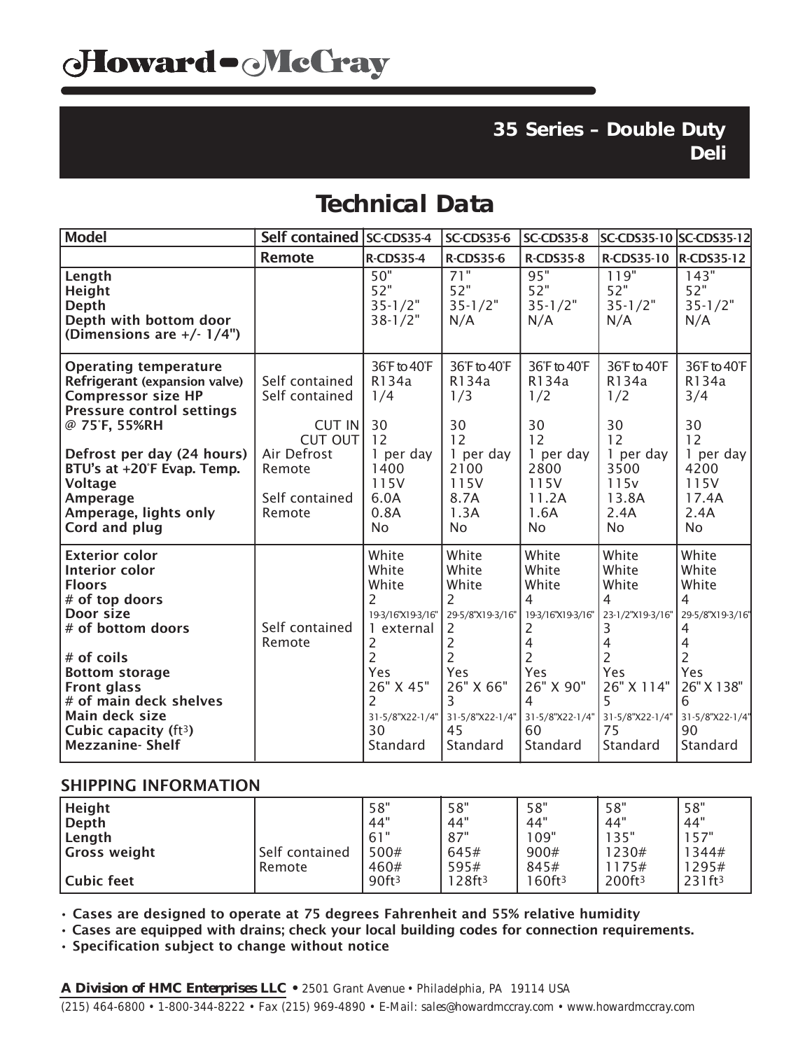# Howard-McCray

## 35 Series – Double Duty Deli

# Technical Data

| Model | Self contained | SC-CDS35-4 | SC-CDS35-6 | SC-CDS35-8 | SC-CDS35-10 | SC-CDS35-12 |
|---|---|---|---|---|---|---|
| | Remote | R-CDS35-4 | R-CDS35-6 | R-CDS35-8 | R-CDS35-10 | R-CDS35-12 |
| **Length** | | 50" | 71" | 95" | 119" | 143" |
| **Height** | | 52" | 52" | 52" | 52" | 52" |
| **Depth** | | 35-1/2" | 35-1/2" | 35-1/2" | 35-1/2" | 35-1/2" |
| **Depth with bottom door (Dimensions are +/- 1/4")** | | 38-1/2" | N/A | N/A | N/A | N/A |
| **Operating temperature** | | 36°F to 40°F | 36°F to 40°F | 36°F to 40°F | 36°F to 40°F | 36°F to 40°F |
| **Refrigerant (expansion valve)** | Self contained | R134a | R134a | R134a | R134a | R134a |
| **Compressor size HP** | Self contained | 1/4 | 1/3 | 1/2 | 1/2 | 3/4 |
| **Pressure control settings @ 75°F, 55%RH** | CUT IN | 30 | 30 | 30 | 30 | 30 |
| | CUT OUT | 12 | 12 | 12 | 12 | 12 |
| **Defrost per day (24 hours)** | Air Defrost | 1 per day | 1 per day | 1 per day | 1 per day | 1 per day |
| **BTU's at +20°F Evap. Temp.** | Remote | 1400 | 2100 | 2800 | 3500 | 4200 |
| **Voltage** | | 115V | 115V | 115V | 115v | 115V |
| **Amperage** | Self contained | 6.0A | 8.7A | 11.2A | 13.8A | 17.4A |
| **Amperage, lights only** | Remote | 0.8A | 1.3A | 1.6A | 2.4A | 2.4A |
| **Cord and plug** | | No | No | No | No | No |
| **Exterior color** | | White | White | White | White | White |
| **Interior color** | | White | White | White | White | White |
| **Floors** | | White | White | White | White | White |
| **# of top doors** | | 2 | 2 | 4 | 4 | 4 |
| **Door size** | | 19-3/16"X19-3/16" | 29-5/8"X19-3/16" | 19-3/16"X19-3/16" | 23-1/2"X19-3/16" | 29-5/8"X19-3/16" |
| **# of bottom doors** | Self contained | 1 external | 2 | 2 | 3 | 4 |
| | Remote | 2 | 2 | 4 | 4 | 4 |
| **# of coils** | | 2 | 2 | 2 | 2 | 2 |
| **Bottom storage** | | Yes | Yes | Yes | Yes | Yes |
| **Front glass** | | 26" X 45" | 26" X 66" | 26" X 90" | 26" X 114" | 26" X 138" |
| **# of main deck shelves** | | 2 | 3 | 4 | 5 | 6 |
| **Main deck size** | | 31-5/8"X22-1/4" | 31-5/8"X22-1/4" | 31-5/8"X22-1/4" | 31-5/8"X22-1/4" | 31-5/8"X22-1/4" |
| **Cubic capacity (ft³)** | | 30 | 45 | 60 | 75 | 90 |
| **Mezzanine- Shelf** | | Standard | Standard | Standard | Standard | Standard |

## SHIPPING INFORMATION

| | | | | | | |
|---|---|---|---|---|---|---|
| **Height** | | 58" | 58" | 58" | 58" | 58" |
| **Depth** | | 44" | 44" | 44" | 44" | 44" |
| **Length** | | 61" | 87" | 109" | 135" | 157" |
| **Gross weight** | Self contained | 500# | 645# | 900# | 1230# | 1344# |
| | Remote | 460# | 595# | 845# | 1175# | 1295# |
| **Cubic feet** | | 90ft³ | 128ft³ | 160ft³ | 200ft³ | 231ft³ |

- **Cases are designed to operate at 75 degrees Fahrenheit and 55% relative humidity**
- **Cases are equipped with drains; check your local building codes for connection requirements.**
- **Specification subject to change without notice**

***A Division of HMC Enterprises LLC*** • 2501 Grant Avenue • Philadelphia, PA 19114 USA

(215) 464-6800 • 1-800-344-8222 • Fax (215) 969-4890 • E-Mail: sales@howardmccray.com • www.howardmccray.com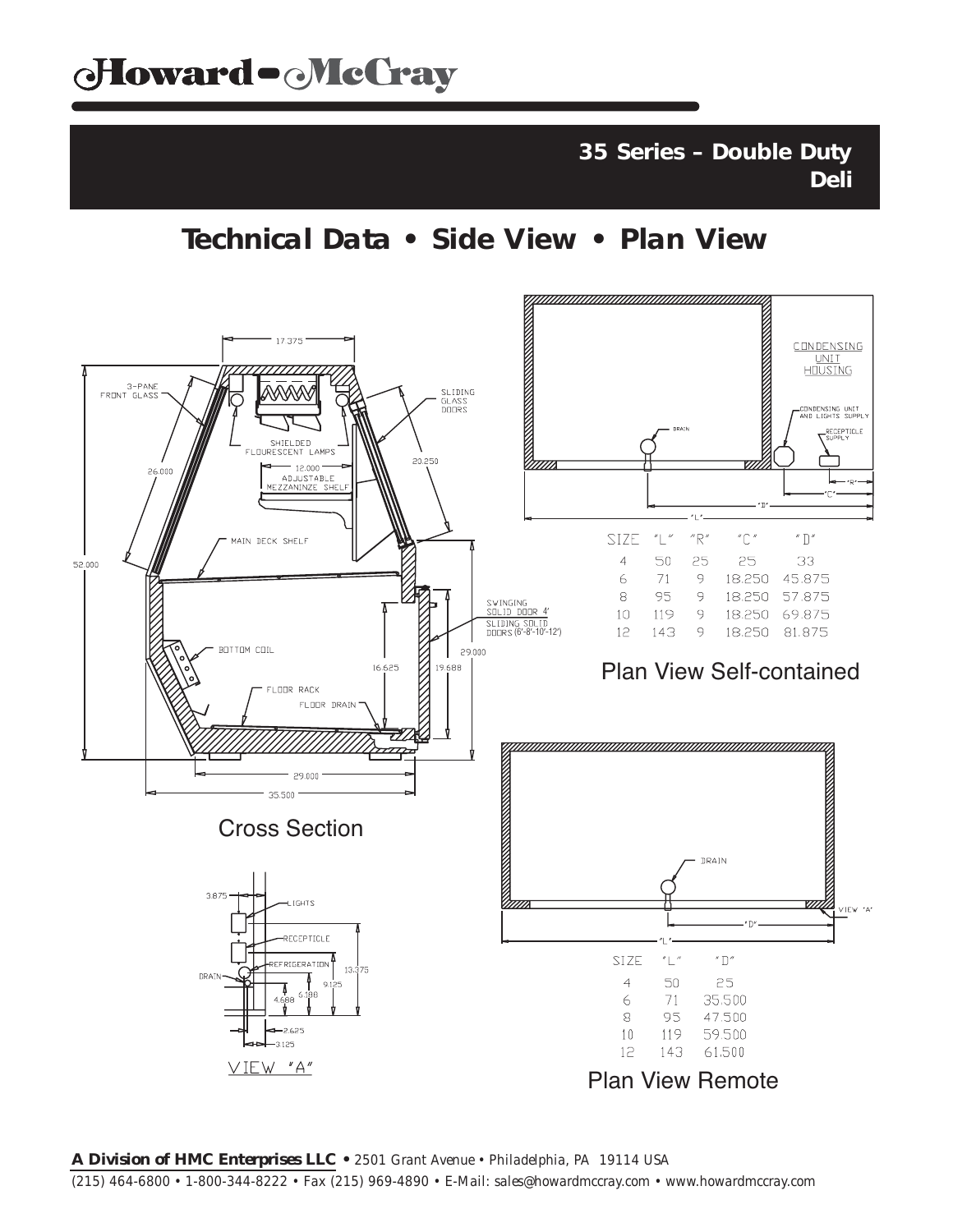# Howard-McCray

## 35 Series – Double Duty Deli

## Technical Data • Side View • Plan View

17.375

3-PANE FRONT GLASS

SHIELDED FLOURESCENT LAMPS

SLIDING GLASS DOORS

26.000

12.000 ADJUSTABLE MEZZANINZE SHELF

20.250

MAIN DECK SHELF

52.000

SWINGING SOLID DOOR 4'

SLIDING SOLID DOORS (6'-8'-10'-12')

BOTTOM COIL

16.625

19.688

29.000

FLOOR RACK

FLOOR DRAIN

29.000

35.500

Cross Section

CONDENSING UNIT HOUSING

DRAIN

CONDENSING UNIT AND LIGHTS SUPPLY

RECEPTICLE SUPPLY

"R"

"C"

"D"

"L"

| SIZE | "L" | "R" | "C" | "D" |
| --- | --- | --- | --- | --- |
| 4 | 50 | 25 | 25 | 33 |
| 6 | 71 | 9 | 18.250 | 45.875 |
| 8 | 95 | 9 | 18.250 | 57.875 |
| 10 | 119 | 9 | 18.250 | 69.875 |
| 12 | 143 | 9 | 18.250 | 81.875 |

Plan View Self-contained

3.875

LIGHTS

RECEPTICLE

REFRIGERATION

DRAIN

13.375

9.125

6.188

4.688

2.625

3.125

VIEW "A"

DRAIN

VIEW "A"

"D"

"L"

| SIZE | "L" | "D" |
| --- | --- | --- |
| 4 | 50 | 25 |
| 6 | 71 | 35.500 |
| 8 | 95 | 47.500 |
| 10 | 119 | 59.500 |
| 12 | 143 | 61.500 |

Plan View Remote

**A Division of HMC Enterprises LLC** • 2501 Grant Avenue • Philadelphia, PA 19114 USA

(215) 464-6800 • 1-800-344-8222 • Fax (215) 969-4890 • E-Mail: sales@howardmccray.com • www.howardmccray.com